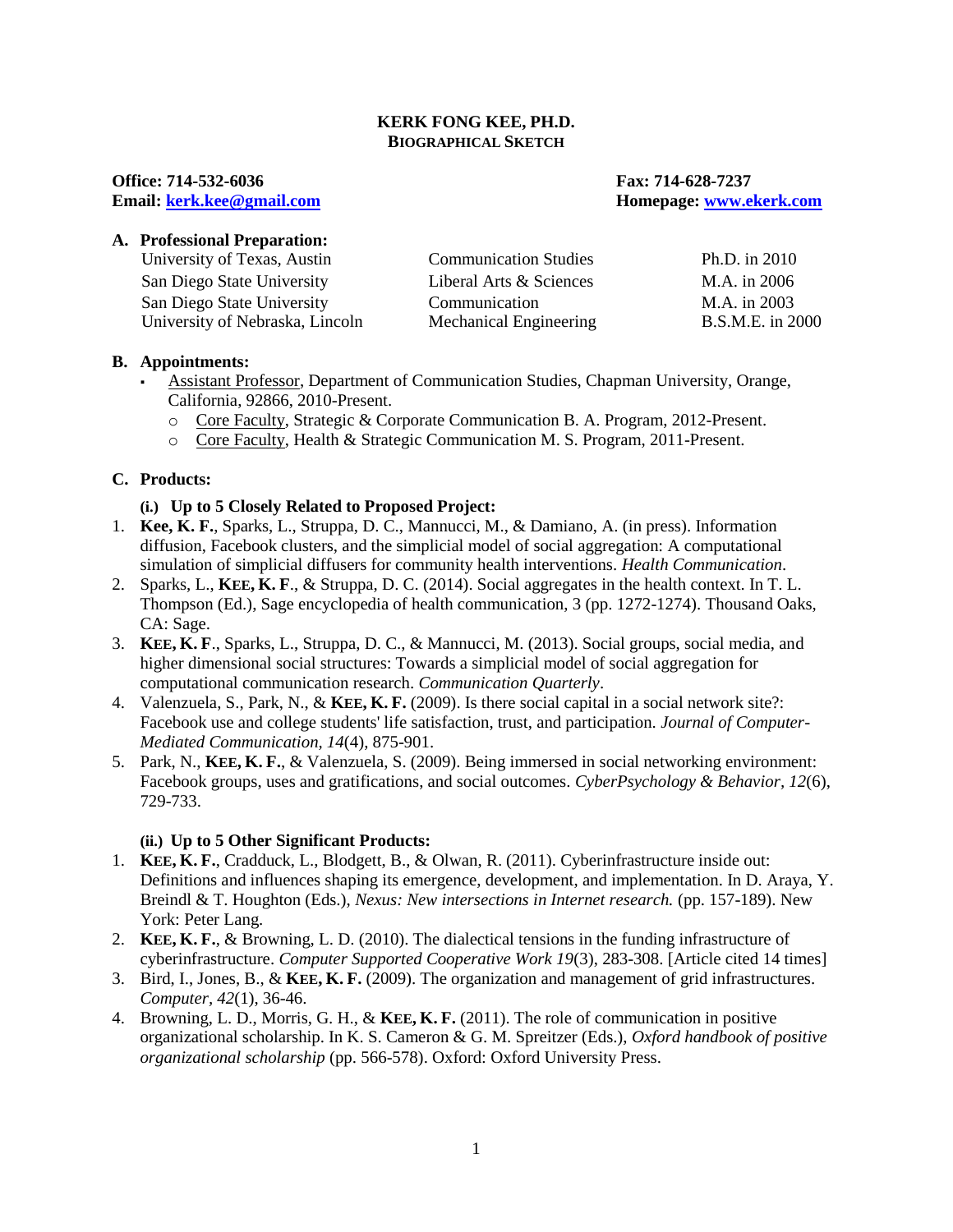# KERK FONG KEE, PH.D.

## BIOGRAPHICAL SKETCH

**Office: 714-532-6036**
**Fax: 714-628-7237**
**Email: kerk.kee@gmail.com**
**Homepage: www.ekerk.com**

### A. Professional Preparation:

| | | |
|---|---|---|
| University of Texas, Austin | Communication Studies | Ph.D. in 2010 |
| San Diego State University | Liberal Arts & Sciences | M.A. in 2006 |
| San Diego State University | Communication | M.A. in 2003 |
| University of Nebraska, Lincoln | Mechanical Engineering | B.S.M.E. in 2000 |

### B. Appointments:

- Assistant Professor, Department of Communication Studies, Chapman University, Orange, California, 92866, 2010-Present.
  - Core Faculty, Strategic & Corporate Communication B. A. Program, 2012-Present.
  - Core Faculty, Health & Strategic Communication M. S. Program, 2011-Present.

### C. Products:

**(i.) Up to 5 Closely Related to Proposed Project:**

1. **Kee, K. F.**, Sparks, L., Struppa, D. C., Mannucci, M., & Damiano, A. (in press). Information diffusion, Facebook clusters, and the simplicial model of social aggregation: A computational simulation of simplicial diffusers for community health interventions. *Health Communication*.
2. Sparks, L., **Kee, K. F**., & Struppa, D. C. (2014). Social aggregates in the health context. In T. L. Thompson (Ed.), Sage encyclopedia of health communication, 3 (pp. 1272-1274). Thousand Oaks, CA: Sage.
3. **Kee, K. F**., Sparks, L., Struppa, D. C., & Mannucci, M. (2013). Social groups, social media, and higher dimensional social structures: Towards a simplicial model of social aggregation for computational communication research. *Communication Quarterly*.
4. Valenzuela, S., Park, N., & **Kee, K. F.** (2009). Is there social capital in a social network site?: Facebook use and college students' life satisfaction, trust, and participation. *Journal of Computer-Mediated Communication, 14*(4), 875-901.
5. Park, N., **Kee, K. F.**, & Valenzuela, S. (2009). Being immersed in social networking environment: Facebook groups, uses and gratifications, and social outcomes. *CyberPsychology & Behavior, 12*(6), 729-733.

**(ii.) Up to 5 Other Significant Products:**

1. **Kee, K. F.**, Cradduck, L., Blodgett, B., & Olwan, R. (2011). Cyberinfrastructure inside out: Definitions and influences shaping its emergence, development, and implementation. In D. Araya, Y. Breindl & T. Houghton (Eds.), *Nexus: New intersections in Internet research.* (pp. 157-189). New York: Peter Lang.
2. **Kee, K. F.**, & Browning, L. D. (2010). The dialectical tensions in the funding infrastructure of cyberinfrastructure. *Computer Supported Cooperative Work 19*(3), 283-308. [Article cited 14 times]
3. Bird, I., Jones, B., & **Kee, K. F.** (2009). The organization and management of grid infrastructures. *Computer, 42*(1), 36-46.
4. Browning, L. D., Morris, G. H., & **Kee, K. F.** (2011). The role of communication in positive organizational scholarship. In K. S. Cameron & G. M. Spreitzer (Eds.), *Oxford handbook of positive organizational scholarship* (pp. 566-578). Oxford: Oxford University Press.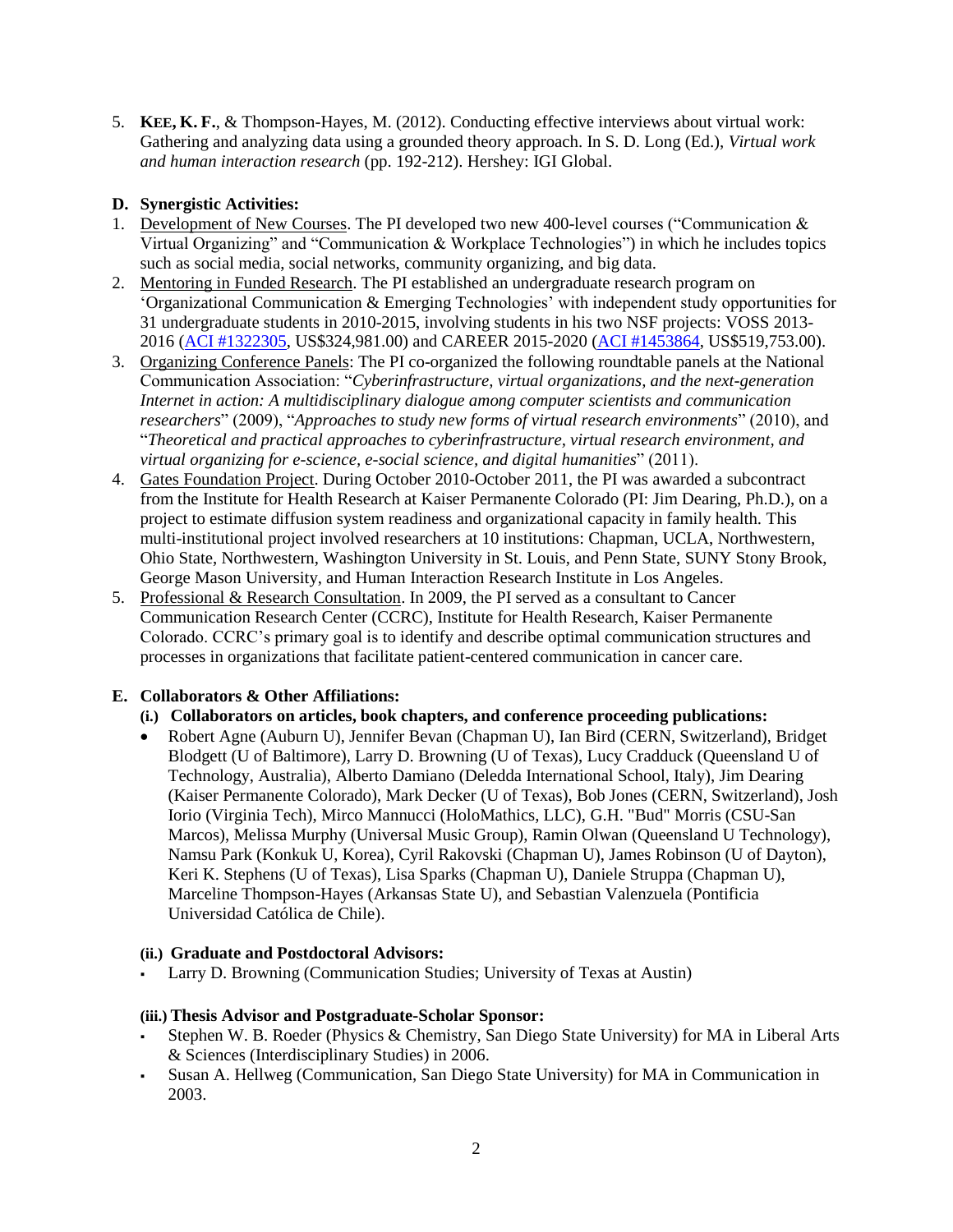5. **KEE, K. F.**, & Thompson-Hayes, M. (2012). Conducting effective interviews about virtual work: Gathering and analyzing data using a grounded theory approach. In S. D. Long (Ed.), *Virtual work and human interaction research* (pp. 192-212). Hershey: IGI Global.

### D. Synergistic Activities:

1. Development of New Courses. The PI developed two new 400-level courses ("Communication & Virtual Organizing" and "Communication & Workplace Technologies") in which he includes topics such as social media, social networks, community organizing, and big data.
2. Mentoring in Funded Research. The PI established an undergraduate research program on 'Organizational Communication & Emerging Technologies' with independent study opportunities for 31 undergraduate students in 2010-2015, involving students in his two NSF projects: VOSS 2013-2016 (ACI #1322305, US$324,981.00) and CAREER 2015-2020 (ACI #1453864, US$519,753.00).
3. Organizing Conference Panels: The PI co-organized the following roundtable panels at the National Communication Association: "*Cyberinfrastructure, virtual organizations, and the next-generation Internet in action: A multidisciplinary dialogue among computer scientists and communication researchers*" (2009), "*Approaches to study new forms of virtual research environments*" (2010), and "*Theoretical and practical approaches to cyberinfrastructure, virtual research environment, and virtual organizing for e-science, e-social science, and digital humanities*" (2011).
4. Gates Foundation Project. During October 2010-October 2011, the PI was awarded a subcontract from the Institute for Health Research at Kaiser Permanente Colorado (PI: Jim Dearing, Ph.D.), on a project to estimate diffusion system readiness and organizational capacity in family health. This multi-institutional project involved researchers at 10 institutions: Chapman, UCLA, Northwestern, Ohio State, Northwestern, Washington University in St. Louis, and Penn State, SUNY Stony Brook, George Mason University, and Human Interaction Research Institute in Los Angeles.
5. Professional & Research Consultation. In 2009, the PI served as a consultant to Cancer Communication Research Center (CCRC), Institute for Health Research, Kaiser Permanente Colorado. CCRC's primary goal is to identify and describe optimal communication structures and processes in organizations that facilitate patient-centered communication in cancer care.

### E. Collaborators & Other Affiliations:

**(i.) Collaborators on articles, book chapters, and conference proceeding publications:**

- Robert Agne (Auburn U), Jennifer Bevan (Chapman U), Ian Bird (CERN, Switzerland), Bridget Blodgett (U of Baltimore), Larry D. Browning (U of Texas), Lucy Cradduck (Queensland U of Technology, Australia), Alberto Damiano (Deledda International School, Italy), Jim Dearing (Kaiser Permanente Colorado), Mark Decker (U of Texas), Bob Jones (CERN, Switzerland), Josh Iorio (Virginia Tech), Mirco Mannucci (HoloMathics, LLC), G.H. "Bud" Morris (CSU-San Marcos), Melissa Murphy (Universal Music Group), Ramin Olwan (Queensland U Technology), Namsu Park (Konkuk U, Korea), Cyril Rakovski (Chapman U), James Robinson (U of Dayton), Keri K. Stephens (U of Texas), Lisa Sparks (Chapman U), Daniele Struppa (Chapman U), Marceline Thompson-Hayes (Arkansas State U), and Sebastian Valenzuela (Pontificia Universidad Católica de Chile).

**(ii.) Graduate and Postdoctoral Advisors:**

- Larry D. Browning (Communication Studies; University of Texas at Austin)

**(iii.) Thesis Advisor and Postgraduate-Scholar Sponsor:**

- Stephen W. B. Roeder (Physics & Chemistry, San Diego State University) for MA in Liberal Arts & Sciences (Interdisciplinary Studies) in 2006.
- Susan A. Hellweg (Communication, San Diego State University) for MA in Communication in 2003.